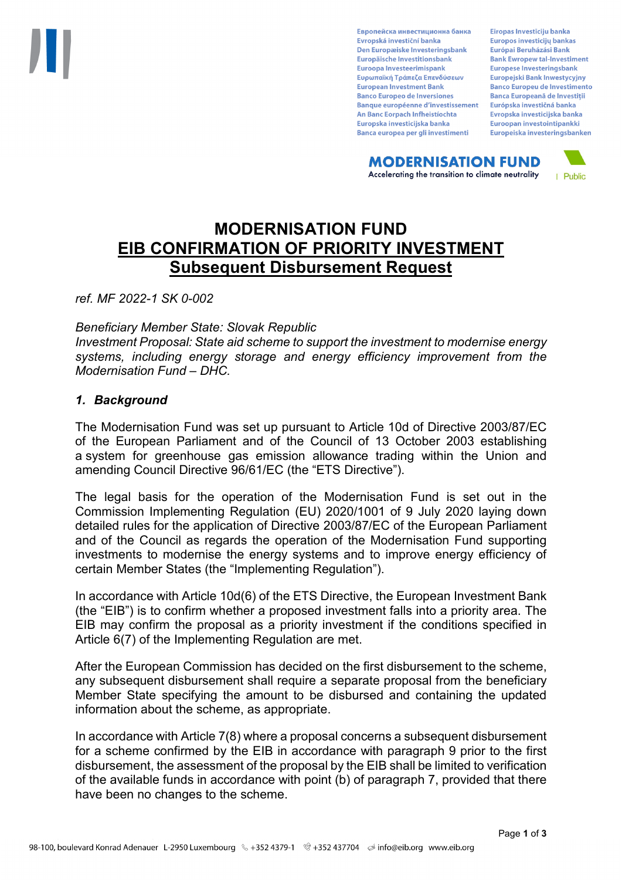# MODERNISATION FUND
## EIB CONFIRMATION OF PRIORITY INVESTMENT
## Subsequent Disbursement Request

*ref. MF 2022-1 SK 0-002*

*Beneficiary Member State: Slovak Republic*
*Investment Proposal: State aid scheme to support the investment to modernise energy systems, including energy storage and energy efficiency improvement from the Modernisation Fund – DHC.*

### *1. Background*

The Modernisation Fund was set up pursuant to Article 10d of Directive 2003/87/EC of the European Parliament and of the Council of 13 October 2003 establishing a system for greenhouse gas emission allowance trading within the Union and amending Council Directive 96/61/EC (the "ETS Directive").

The legal basis for the operation of the Modernisation Fund is set out in the Commission Implementing Regulation (EU) 2020/1001 of 9 July 2020 laying down detailed rules for the application of Directive 2003/87/EC of the European Parliament and of the Council as regards the operation of the Modernisation Fund supporting investments to modernise the energy systems and to improve energy efficiency of certain Member States (the "Implementing Regulation").

In accordance with Article 10d(6) of the ETS Directive, the European Investment Bank (the "EIB") is to confirm whether a proposed investment falls into a priority area. The EIB may confirm the proposal as a priority investment if the conditions specified in Article 6(7) of the Implementing Regulation are met.

After the European Commission has decided on the first disbursement to the scheme, any subsequent disbursement shall require a separate proposal from the beneficiary Member State specifying the amount to be disbursed and containing the updated information about the scheme, as appropriate.

In accordance with Article 7(8) where a proposal concerns a subsequent disbursement for a scheme confirmed by the EIB in accordance with paragraph 9 prior to the first disbursement, the assessment of the proposal by the EIB shall be limited to verification of the available funds in accordance with point (b) of paragraph 7, provided that there have been no changes to the scheme.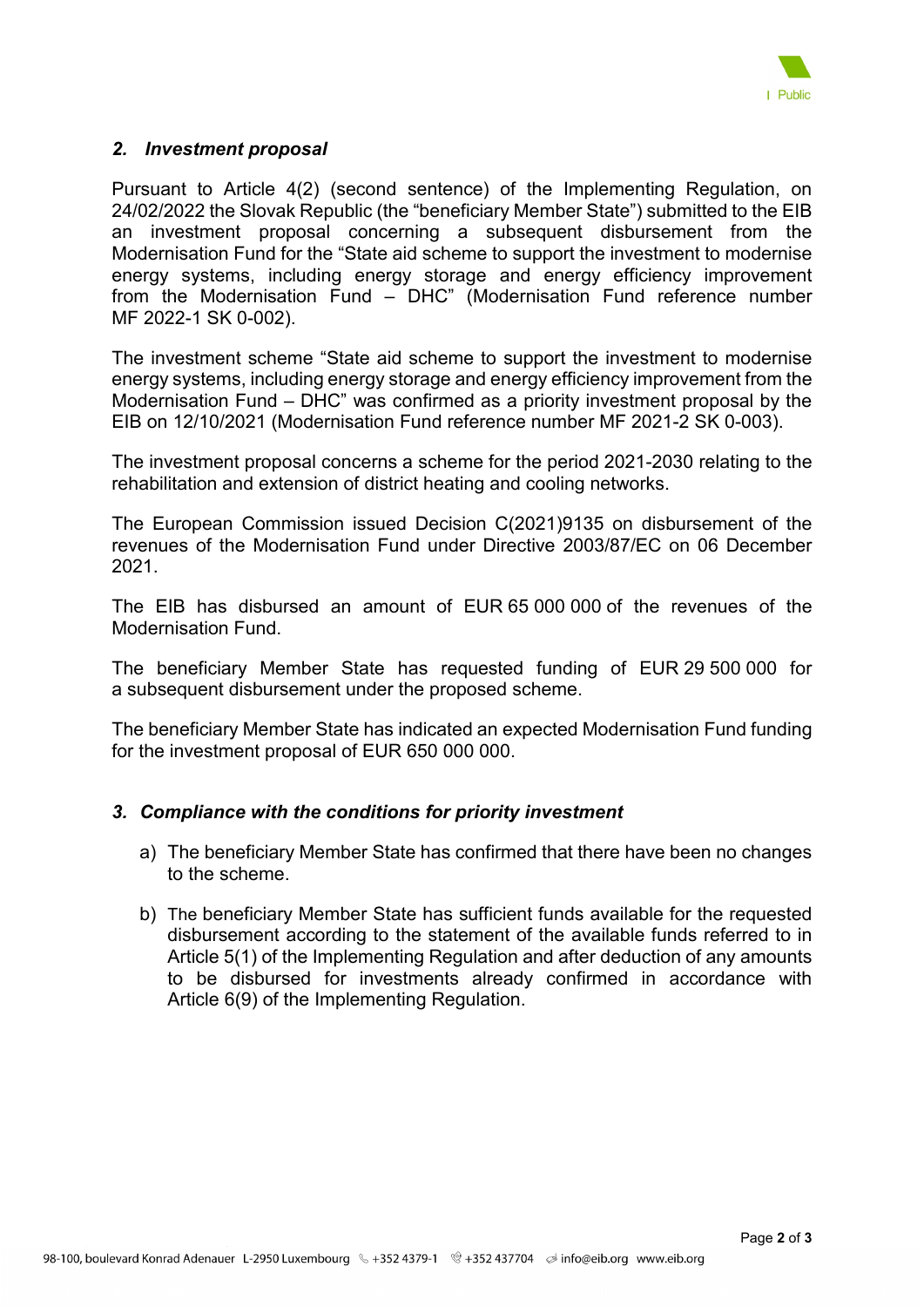## *2. Investment proposal*

Pursuant to Article 4(2) (second sentence) of the Implementing Regulation, on 24/02/2022 the Slovak Republic (the "beneficiary Member State") submitted to the EIB an investment proposal concerning a subsequent disbursement from the Modernisation Fund for the "State aid scheme to support the investment to modernise energy systems, including energy storage and energy efficiency improvement from the Modernisation Fund – DHC" (Modernisation Fund reference number MF 2022-1 SK 0-002).

The investment scheme "State aid scheme to support the investment to modernise energy systems, including energy storage and energy efficiency improvement from the Modernisation Fund – DHC" was confirmed as a priority investment proposal by the EIB on 12/10/2021 (Modernisation Fund reference number MF 2021-2 SK 0-003).

The investment proposal concerns a scheme for the period 2021-2030 relating to the rehabilitation and extension of district heating and cooling networks.

The European Commission issued Decision C(2021)9135 on disbursement of the revenues of the Modernisation Fund under Directive 2003/87/EC on 06 December 2021.

The EIB has disbursed an amount of EUR 65 000 000 of the revenues of the Modernisation Fund.

The beneficiary Member State has requested funding of EUR 29 500 000 for a subsequent disbursement under the proposed scheme.

The beneficiary Member State has indicated an expected Modernisation Fund funding for the investment proposal of EUR 650 000 000.

## *3. Compliance with the conditions for priority investment*

a) The beneficiary Member State has confirmed that there have been no changes to the scheme.

b) The beneficiary Member State has sufficient funds available for the requested disbursement according to the statement of the available funds referred to in Article 5(1) of the Implementing Regulation and after deduction of any amounts to be disbursed for investments already confirmed in accordance with Article 6(9) of the Implementing Regulation.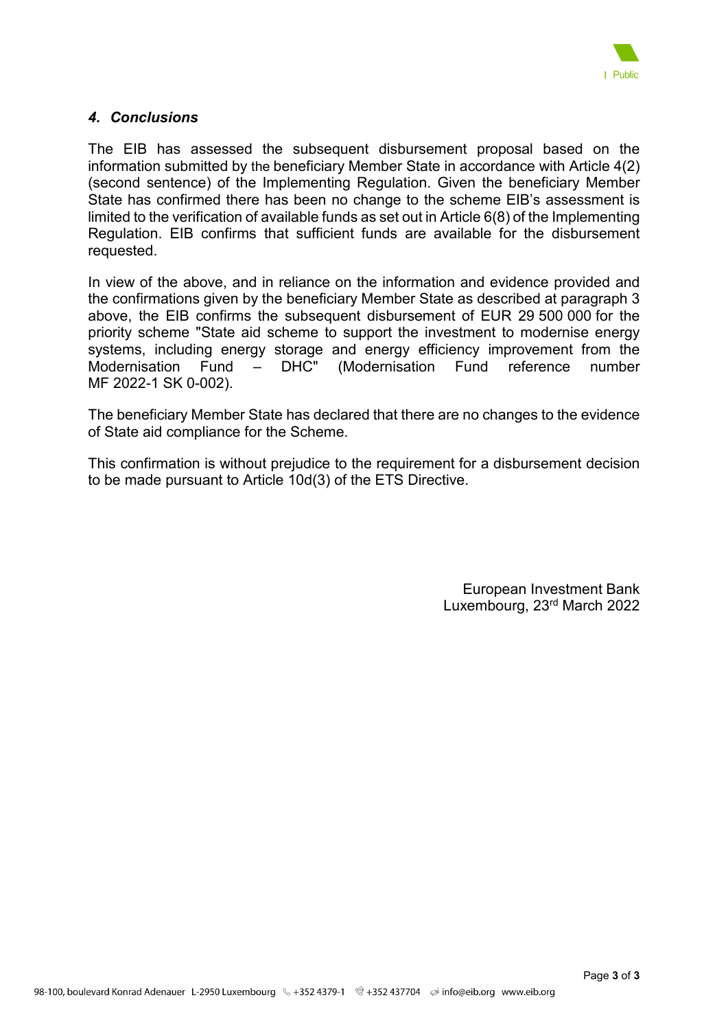### *4. Conclusions*

The EIB has assessed the subsequent disbursement proposal based on the information submitted by the beneficiary Member State in accordance with Article 4(2) (second sentence) of the Implementing Regulation. Given the beneficiary Member State has confirmed there has been no change to the scheme EIB's assessment is limited to the verification of available funds as set out in Article 6(8) of the Implementing Regulation. EIB confirms that sufficient funds are available for the disbursement requested.

In view of the above, and in reliance on the information and evidence provided and the confirmations given by the beneficiary Member State as described at paragraph 3 above, the EIB confirms the subsequent disbursement of EUR 29 500 000 for the priority scheme "State aid scheme to support the investment to modernise energy systems, including energy storage and energy efficiency improvement from the Modernisation Fund – DHC" (Modernisation Fund reference number MF 2022-1 SK 0-002).

The beneficiary Member State has declared that there are no changes to the evidence of State aid compliance for the Scheme.

This confirmation is without prejudice to the requirement for a disbursement decision to be made pursuant to Article 10d(3) of the ETS Directive.

European Investment Bank
Luxembourg, 23rd March 2022